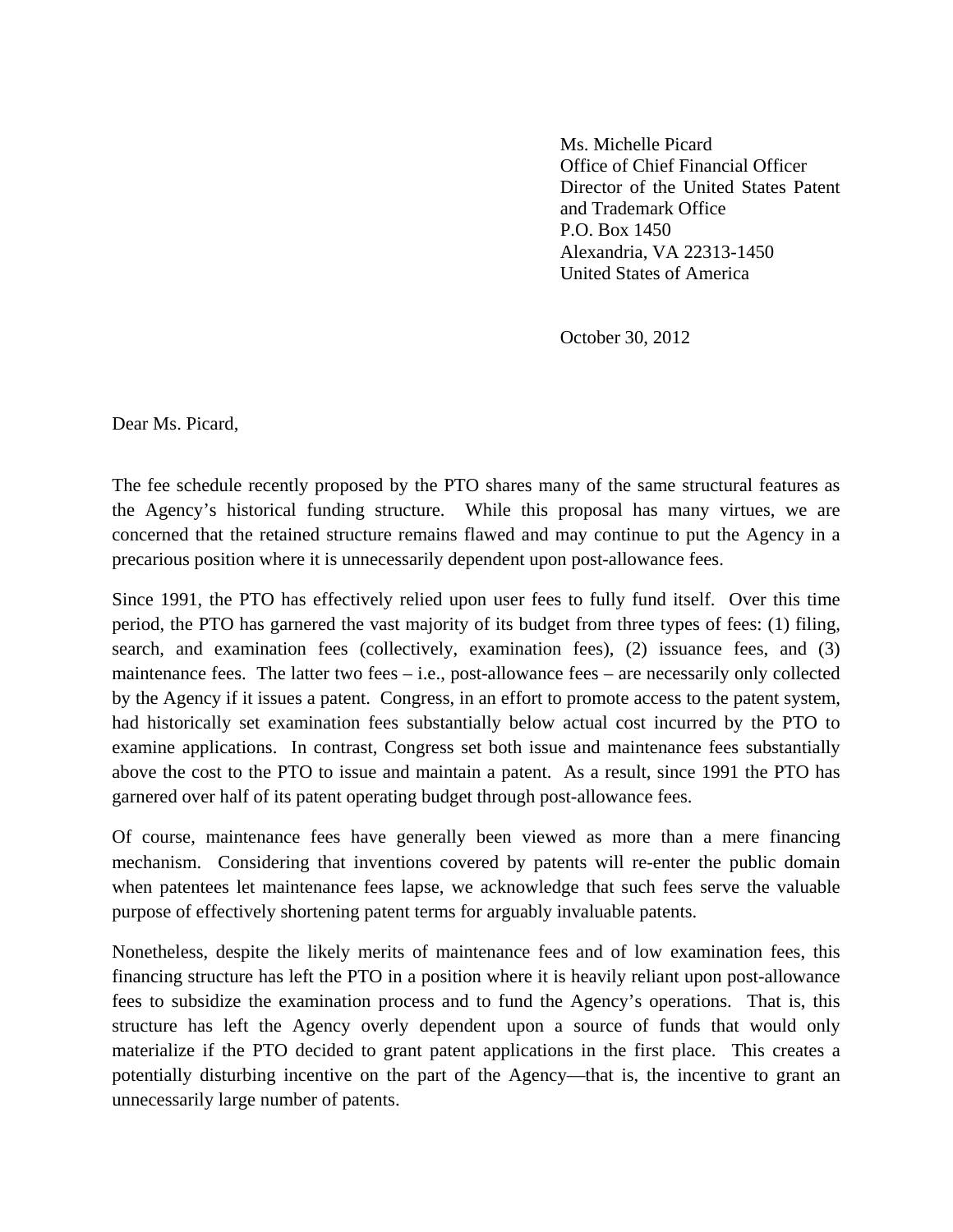Ms. Michelle Picard  
Office of Chief Financial Officer  
Director of the United States Patent and Trademark Office  
P.O. Box 1450  
Alexandria, VA 22313-1450  
United States of America

October 30, 2012

Dear Ms. Picard,

The fee schedule recently proposed by the PTO shares many of the same structural features as the Agency's historical funding structure. While this proposal has many virtues, we are concerned that the retained structure remains flawed and may continue to put the Agency in a precarious position where it is unnecessarily dependent upon post-allowance fees.

Since 1991, the PTO has effectively relied upon user fees to fully fund itself. Over this time period, the PTO has garnered the vast majority of its budget from three types of fees: (1) filing, search, and examination fees (collectively, examination fees), (2) issuance fees, and (3) maintenance fees. The latter two fees – i.e., post-allowance fees – are necessarily only collected by the Agency if it issues a patent. Congress, in an effort to promote access to the patent system, had historically set examination fees substantially below actual cost incurred by the PTO to examine applications. In contrast, Congress set both issue and maintenance fees substantially above the cost to the PTO to issue and maintain a patent. As a result, since 1991 the PTO has garnered over half of its patent operating budget through post-allowance fees.

Of course, maintenance fees have generally been viewed as more than a mere financing mechanism. Considering that inventions covered by patents will re-enter the public domain when patentees let maintenance fees lapse, we acknowledge that such fees serve the valuable purpose of effectively shortening patent terms for arguably invaluable patents.

Nonetheless, despite the likely merits of maintenance fees and of low examination fees, this financing structure has left the PTO in a position where it is heavily reliant upon post-allowance fees to subsidize the examination process and to fund the Agency's operations. That is, this structure has left the Agency overly dependent upon a source of funds that would only materialize if the PTO decided to grant patent applications in the first place. This creates a potentially disturbing incentive on the part of the Agency—that is, the incentive to grant an unnecessarily large number of patents.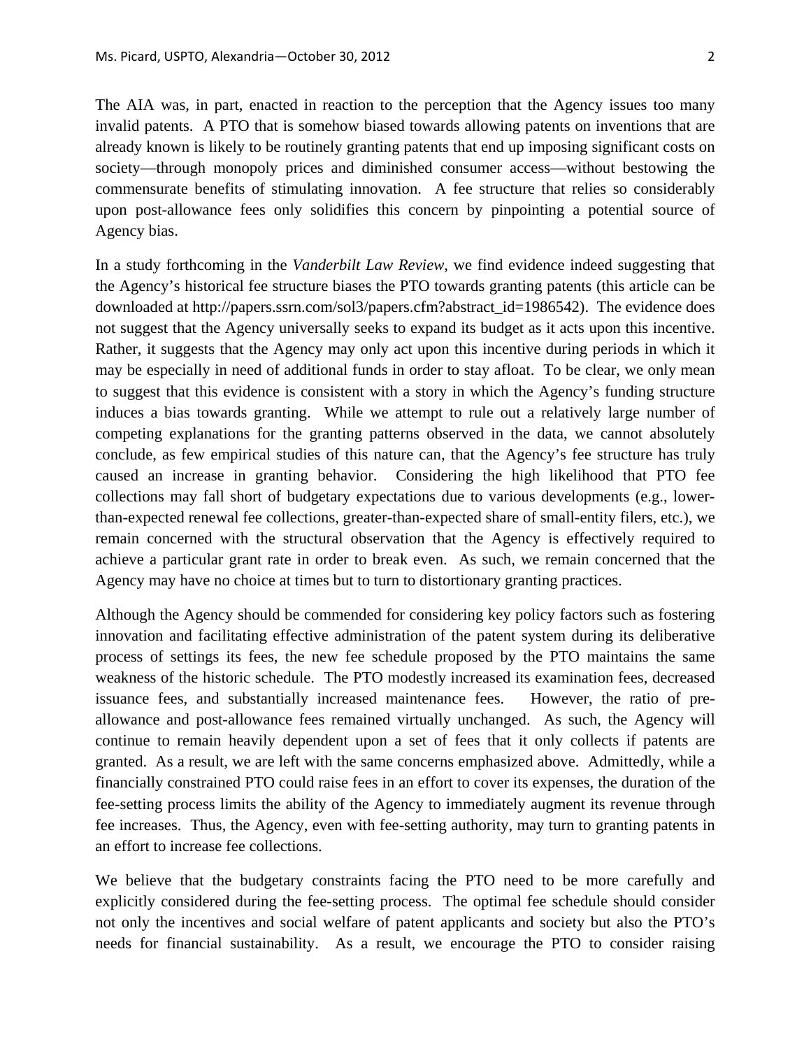The AIA was, in part, enacted in reaction to the perception that the Agency issues too many invalid patents. A PTO that is somehow biased towards allowing patents on inventions that are already known is likely to be routinely granting patents that end up imposing significant costs on society—through monopoly prices and diminished consumer access—without bestowing the commensurate benefits of stimulating innovation. A fee structure that relies so considerably upon post-allowance fees only solidifies this concern by pinpointing a potential source of Agency bias.

In a study forthcoming in the *Vanderbilt Law Review*, we find evidence indeed suggesting that the Agency's historical fee structure biases the PTO towards granting patents (this article can be downloaded at http://papers.ssrn.com/sol3/papers.cfm?abstract_id=1986542). The evidence does not suggest that the Agency universally seeks to expand its budget as it acts upon this incentive. Rather, it suggests that the Agency may only act upon this incentive during periods in which it may be especially in need of additional funds in order to stay afloat. To be clear, we only mean to suggest that this evidence is consistent with a story in which the Agency's funding structure induces a bias towards granting. While we attempt to rule out a relatively large number of competing explanations for the granting patterns observed in the data, we cannot absolutely conclude, as few empirical studies of this nature can, that the Agency's fee structure has truly caused an increase in granting behavior. Considering the high likelihood that PTO fee collections may fall short of budgetary expectations due to various developments (e.g., lower-than-expected renewal fee collections, greater-than-expected share of small-entity filers, etc.), we remain concerned with the structural observation that the Agency is effectively required to achieve a particular grant rate in order to break even. As such, we remain concerned that the Agency may have no choice at times but to turn to distortionary granting practices.

Although the Agency should be commended for considering key policy factors such as fostering innovation and facilitating effective administration of the patent system during its deliberative process of settings its fees, the new fee schedule proposed by the PTO maintains the same weakness of the historic schedule. The PTO modestly increased its examination fees, decreased issuance fees, and substantially increased maintenance fees. However, the ratio of pre-allowance and post-allowance fees remained virtually unchanged. As such, the Agency will continue to remain heavily dependent upon a set of fees that it only collects if patents are granted. As a result, we are left with the same concerns emphasized above. Admittedly, while a financially constrained PTO could raise fees in an effort to cover its expenses, the duration of the fee-setting process limits the ability of the Agency to immediately augment its revenue through fee increases. Thus, the Agency, even with fee-setting authority, may turn to granting patents in an effort to increase fee collections.

We believe that the budgetary constraints facing the PTO need to be more carefully and explicitly considered during the fee-setting process. The optimal fee schedule should consider not only the incentives and social welfare of patent applicants and society but also the PTO's needs for financial sustainability. As a result, we encourage the PTO to consider raising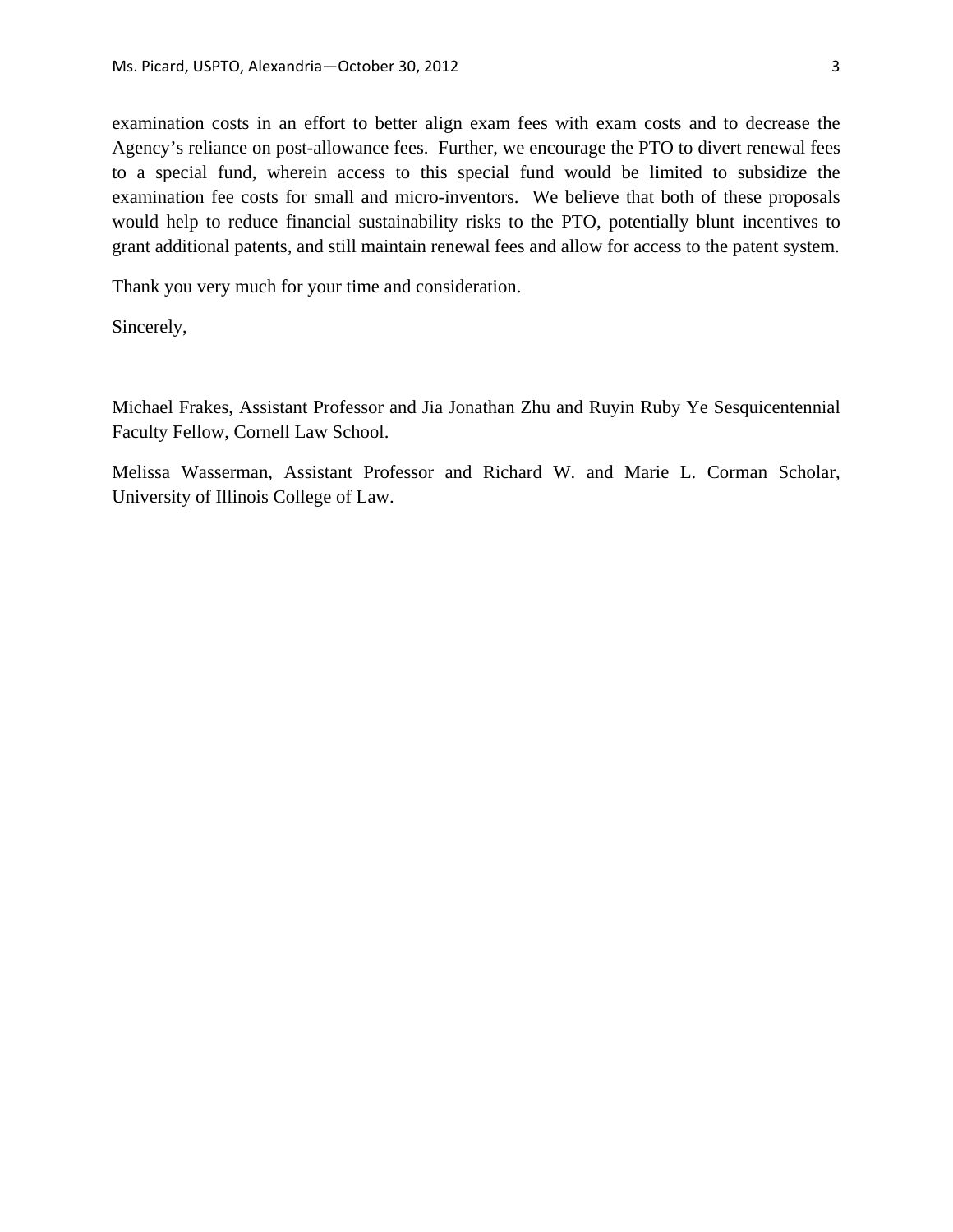examination costs in an effort to better align exam fees with exam costs and to decrease the Agency's reliance on post-allowance fees. Further, we encourage the PTO to divert renewal fees to a special fund, wherein access to this special fund would be limited to subsidize the examination fee costs for small and micro-inventors. We believe that both of these proposals would help to reduce financial sustainability risks to the PTO, potentially blunt incentives to grant additional patents, and still maintain renewal fees and allow for access to the patent system.

Thank you very much for your time and consideration.

Sincerely,

Michael Frakes, Assistant Professor and Jia Jonathan Zhu and Ruyin Ruby Ye Sesquicentennial Faculty Fellow, Cornell Law School.

Melissa Wasserman, Assistant Professor and Richard W. and Marie L. Corman Scholar, University of Illinois College of Law.